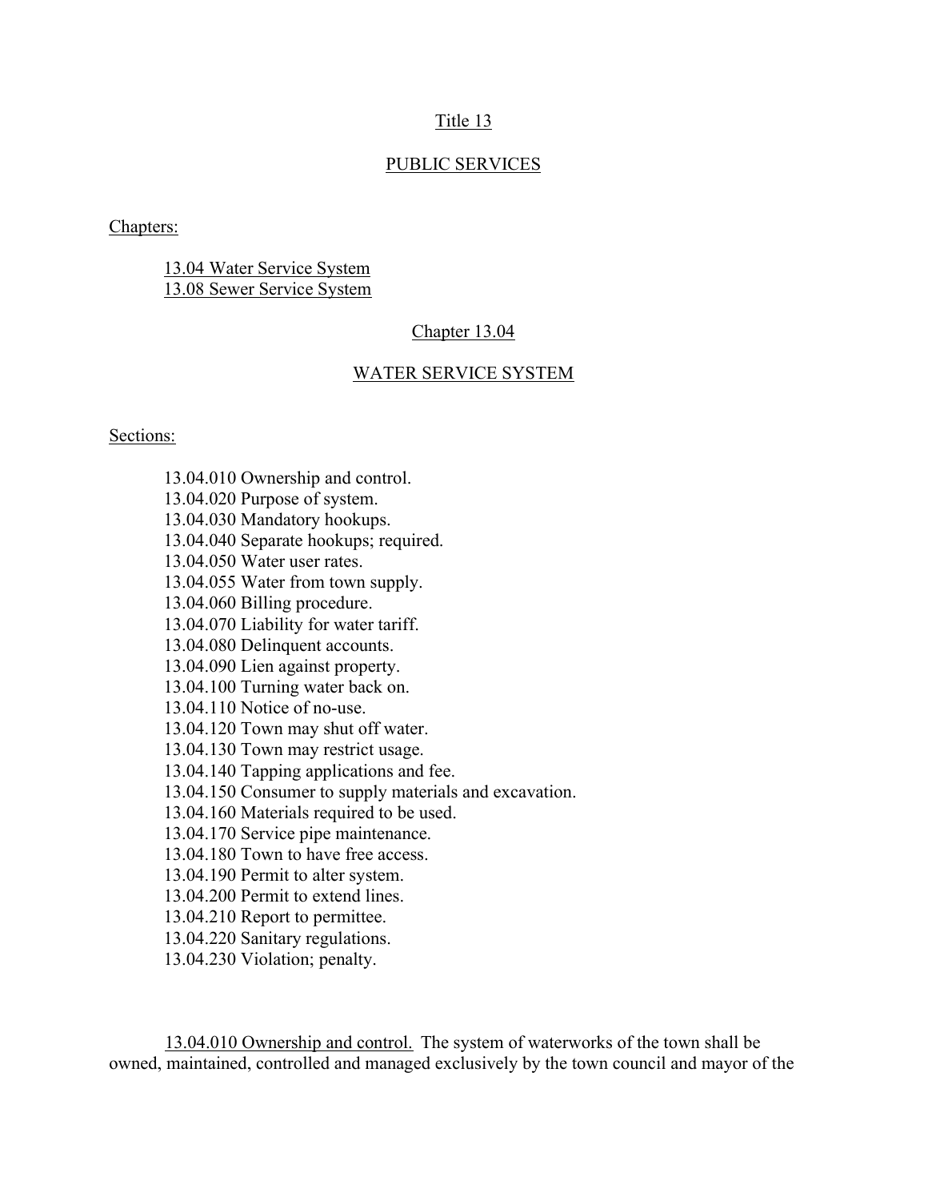# Title 13

## PUBLIC SERVICES

Chapters:

13.04 Water Service System
13.08 Sewer Service System

## Chapter 13.04

## WATER SERVICE SYSTEM

Sections:

13.04.010 Ownership and control.
13.04.020 Purpose of system.
13.04.030 Mandatory hookups.
13.04.040 Separate hookups; required.
13.04.050 Water user rates.
13.04.055 Water from town supply.
13.04.060 Billing procedure.
13.04.070 Liability for water tariff.
13.04.080 Delinquent accounts.
13.04.090 Lien against property.
13.04.100 Turning water back on.
13.04.110 Notice of no-use.
13.04.120 Town may shut off water.
13.04.130 Town may restrict usage.
13.04.140 Tapping applications and fee.
13.04.150 Consumer to supply materials and excavation.
13.04.160 Materials required to be used.
13.04.170 Service pipe maintenance.
13.04.180 Town to have free access.
13.04.190 Permit to alter system.
13.04.200 Permit to extend lines.
13.04.210 Report to permittee.
13.04.220 Sanitary regulations.
13.04.230 Violation; penalty.

13.04.010 Ownership and control. The system of waterworks of the town shall be owned, maintained, controlled and managed exclusively by the town council and mayor of the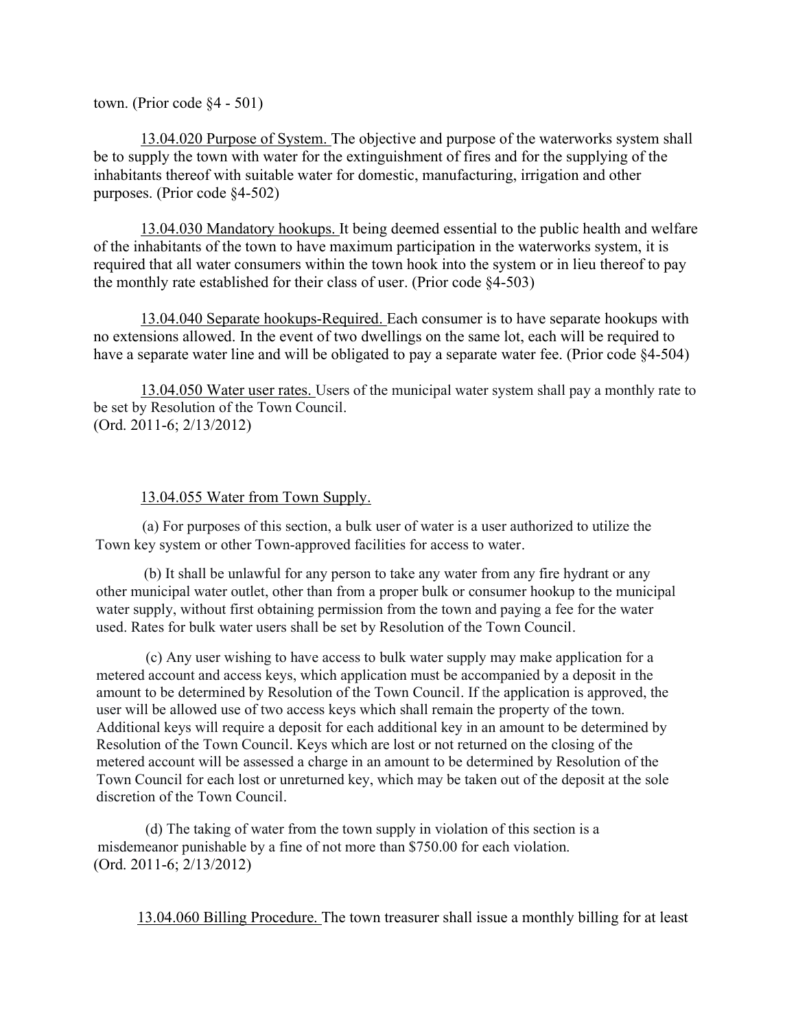town. (Prior code §4 - 501)

13.04.020 Purpose of System. The objective and purpose of the waterworks system shall be to supply the town with water for the extinguishment of fires and for the supplying of the inhabitants thereof with suitable water for domestic, manufacturing, irrigation and other purposes. (Prior code §4-502)

13.04.030 Mandatory hookups. It being deemed essential to the public health and welfare of the inhabitants of the town to have maximum participation in the waterworks system, it is required that all water consumers within the town hook into the system or in lieu thereof to pay the monthly rate established for their class of user. (Prior code §4-503)

13.04.040 Separate hookups-Required. Each consumer is to have separate hookups with no extensions allowed. In the event of two dwellings on the same lot, each will be required to have a separate water line and will be obligated to pay a separate water fee. (Prior code §4-504)

13.04.050 Water user rates. Users of the municipal water system shall pay a monthly rate to be set by Resolution of the Town Council.
(Ord. 2011-6; 2/13/2012)

13.04.055 Water from Town Supply.

(a) For purposes of this section, a bulk user of water is a user authorized to utilize the Town key system or other Town-approved facilities for access to water.

(b) It shall be unlawful for any person to take any water from any fire hydrant or any other municipal water outlet, other than from a proper bulk or consumer hookup to the municipal water supply, without first obtaining permission from the town and paying a fee for the water used. Rates for bulk water users shall be set by Resolution of the Town Council.

(c) Any user wishing to have access to bulk water supply may make application for a metered account and access keys, which application must be accompanied by a deposit in the amount to be determined by Resolution of the Town Council. If the application is approved, the user will be allowed use of two access keys which shall remain the property of the town. Additional keys will require a deposit for each additional key in an amount to be determined by Resolution of the Town Council. Keys which are lost or not returned on the closing of the metered account will be assessed a charge in an amount to be determined by Resolution of the Town Council for each lost or unreturned key, which may be taken out of the deposit at the sole discretion of the Town Council.

(d) The taking of water from the town supply in violation of this section is a misdemeanor punishable by a fine of not more than $750.00 for each violation.
(Ord. 2011-6; 2/13/2012)

13.04.060 Billing Procedure. The town treasurer shall issue a monthly billing for at least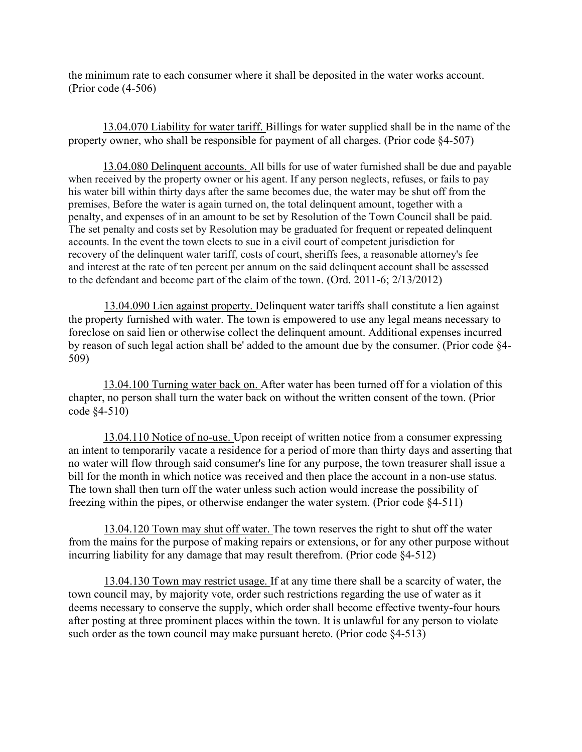the minimum rate to each consumer where it shall be deposited in the water works account. (Prior code (4-506)

13.04.070 Liability for water tariff. Billings for water supplied shall be in the name of the property owner, who shall be responsible for payment of all charges. (Prior code §4-507)

13.04.080 Delinquent accounts. All bills for use of water furnished shall be due and payable when received by the property owner or his agent. If any person neglects, refuses, or fails to pay his water bill within thirty days after the same becomes due, the water may be shut off from the premises, Before the water is again turned on, the total delinquent amount, together with a penalty, and expenses of in an amount to be set by Resolution of the Town Council shall be paid. The set penalty and costs set by Resolution may be graduated for frequent or repeated delinquent accounts. In the event the town elects to sue in a civil court of competent jurisdiction for recovery of the delinquent water tariff, costs of court, sheriffs fees, a reasonable attorney's fee and interest at the rate of ten percent per annum on the said delinquent account shall be assessed to the defendant and become part of the claim of the town. (Ord. 2011-6; 2/13/2012)

13.04.090 Lien against property. Delinquent water tariffs shall constitute a lien against the property furnished with water. The town is empowered to use any legal means necessary to foreclose on said lien or otherwise collect the delinquent amount. Additional expenses incurred by reason of such legal action shall be' added to the amount due by the consumer. (Prior code §4-509)

13.04.100 Turning water back on. After water has been turned off for a violation of this chapter, no person shall turn the water back on without the written consent of the town. (Prior code §4-510)

13.04.110 Notice of no-use. Upon receipt of written notice from a consumer expressing an intent to temporarily vacate a residence for a period of more than thirty days and asserting that no water will flow through said consumer's line for any purpose, the town treasurer shall issue a bill for the month in which notice was received and then place the account in a non-use status. The town shall then turn off the water unless such action would increase the possibility of freezing within the pipes, or otherwise endanger the water system. (Prior code §4-511)

13.04.120 Town may shut off water. The town reserves the right to shut off the water from the mains for the purpose of making repairs or extensions, or for any other purpose without incurring liability for any damage that may result therefrom. (Prior code §4-512)

13.04.130 Town may restrict usage. If at any time there shall be a scarcity of water, the town council may, by majority vote, order such restrictions regarding the use of water as it deems necessary to conserve the supply, which order shall become effective twenty-four hours after posting at three prominent places within the town. It is unlawful for any person to violate such order as the town council may make pursuant hereto. (Prior code §4-513)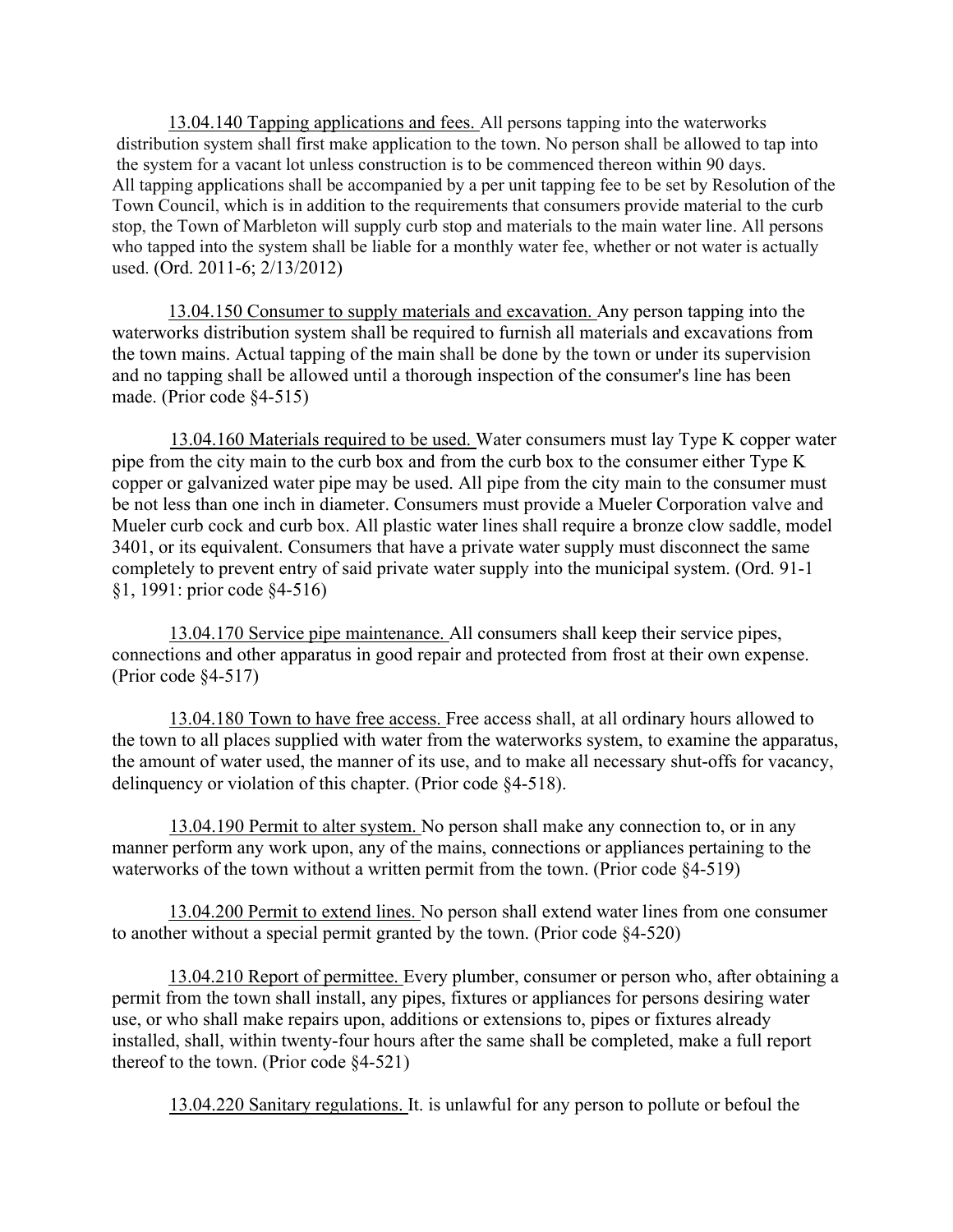13.04.140 Tapping applications and fees. All persons tapping into the waterworks distribution system shall first make application to the town. No person shall be allowed to tap into the system for a vacant lot unless construction is to be commenced thereon within 90 days. All tapping applications shall be accompanied by a per unit tapping fee to be set by Resolution of the Town Council, which is in addition to the requirements that consumers provide material to the curb stop, the Town of Marbleton will supply curb stop and materials to the main water line. All persons who tapped into the system shall be liable for a monthly water fee, whether or not water is actually used. (Ord. 2011-6; 2/13/2012)

13.04.150 Consumer to supply materials and excavation. Any person tapping into the waterworks distribution system shall be required to furnish all materials and excavations from the town mains. Actual tapping of the main shall be done by the town or under its supervision and no tapping shall be allowed until a thorough inspection of the consumer's line has been made. (Prior code §4-515)

13.04.160 Materials required to be used. Water consumers must lay Type K copper water pipe from the city main to the curb box and from the curb box to the consumer either Type K copper or galvanized water pipe may be used. All pipe from the city main to the consumer must be not less than one inch in diameter. Consumers must provide a Mueler Corporation valve and Mueler curb cock and curb box. All plastic water lines shall require a bronze clow saddle, model 3401, or its equivalent. Consumers that have a private water supply must disconnect the same completely to prevent entry of said private water supply into the municipal system. (Ord. 91-1 §1, 1991: prior code §4-516)

13.04.170 Service pipe maintenance. All consumers shall keep their service pipes, connections and other apparatus in good repair and protected from frost at their own expense. (Prior code §4-517)

13.04.180 Town to have free access. Free access shall, at all ordinary hours allowed to the town to all places supplied with water from the waterworks system, to examine the apparatus, the amount of water used, the manner of its use, and to make all necessary shut-offs for vacancy, delinquency or violation of this chapter. (Prior code §4-518).

13.04.190 Permit to alter system. No person shall make any connection to, or in any manner perform any work upon, any of the mains, connections or appliances pertaining to the waterworks of the town without a written permit from the town. (Prior code §4-519)

13.04.200 Permit to extend lines. No person shall extend water lines from one consumer to another without a special permit granted by the town. (Prior code §4-520)

13.04.210 Report of permittee. Every plumber, consumer or person who, after obtaining a permit from the town shall install, any pipes, fixtures or appliances for persons desiring water use, or who shall make repairs upon, additions or extensions to, pipes or fixtures already installed, shall, within twenty-four hours after the same shall be completed, make a full report thereof to the town. (Prior code §4-521)

13.04.220 Sanitary regulations. It. is unlawful for any person to pollute or befoul the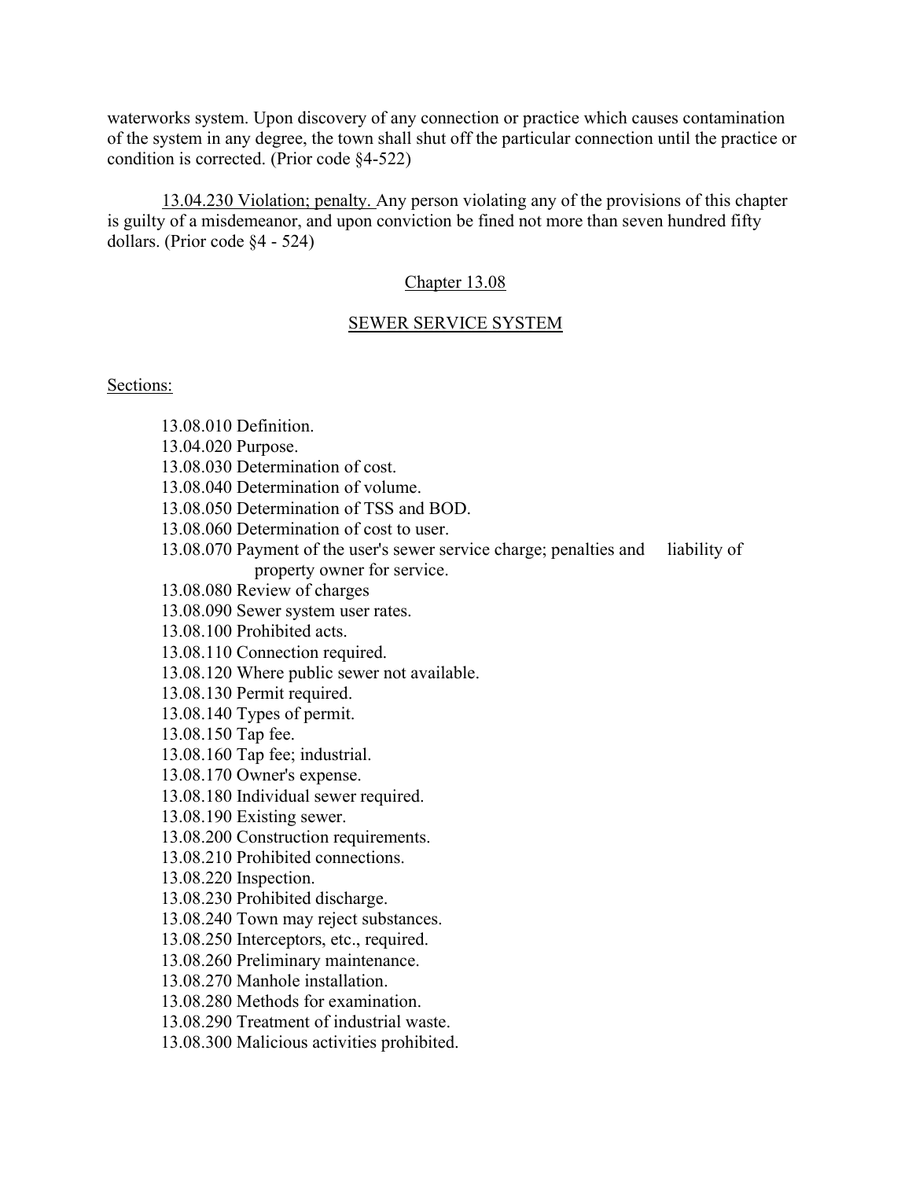waterworks system. Upon discovery of any connection or practice which causes contamination of the system in any degree, the town shall shut off the particular connection until the practice or condition is corrected. (Prior code §4-522)

13.04.230 Violation; penalty. Any person violating any of the provisions of this chapter is guilty of a misdemeanor, and upon conviction be fined not more than seven hundred fifty dollars. (Prior code §4 - 524)

## Chapter 13.08

## SEWER SERVICE SYSTEM

Sections:

13.08.010 Definition.
13.04.020 Purpose.
13.08.030 Determination of cost.
13.08.040 Determination of volume.
13.08.050 Determination of TSS and BOD.
13.08.060 Determination of cost to user.
13.08.070 Payment of the user's sewer service charge; penalties and liability of property owner for service.
13.08.080 Review of charges
13.08.090 Sewer system user rates.
13.08.100 Prohibited acts.
13.08.110 Connection required.
13.08.120 Where public sewer not available.
13.08.130 Permit required.
13.08.140 Types of permit.
13.08.150 Tap fee.
13.08.160 Tap fee; industrial.
13.08.170 Owner's expense.
13.08.180 Individual sewer required.
13.08.190 Existing sewer.
13.08.200 Construction requirements.
13.08.210 Prohibited connections.
13.08.220 Inspection.
13.08.230 Prohibited discharge.
13.08.240 Town may reject substances.
13.08.250 Interceptors, etc., required.
13.08.260 Preliminary maintenance.
13.08.270 Manhole installation.
13.08.280 Methods for examination.
13.08.290 Treatment of industrial waste.
13.08.300 Malicious activities prohibited.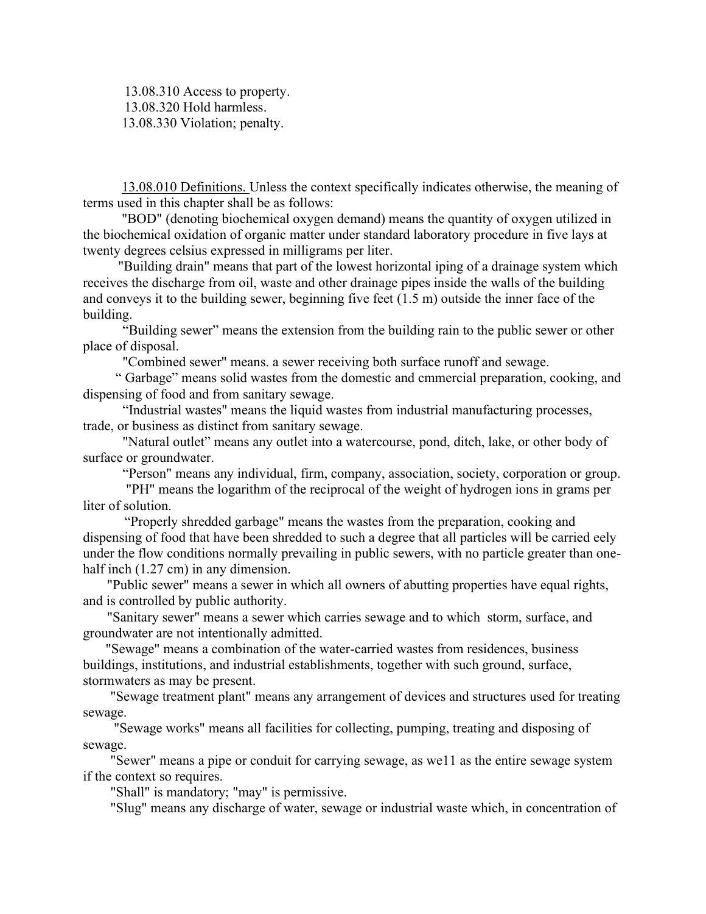13.08.310 Access to property.
13.08.320 Hold harmless.
13.08.330 Violation; penalty.

<u>13.08.010 Definitions.</u> Unless the context specifically indicates otherwise, the meaning of terms used in this chapter shall be as follows:

"BOD" (denoting biochemical oxygen demand) means the quantity of oxygen utilized in the biochemical oxidation of organic matter under standard laboratory procedure in five lays at twenty degrees celsius expressed in milligrams per liter.

"Building drain" means that part of the lowest horizontal iping of a drainage system which receives the discharge from oil, waste and other drainage pipes inside the walls of the building and conveys it to the building sewer, beginning five feet (1.5 m) outside the inner face of the building.

"Building sewer" means the extension from the building rain to the public sewer or other place of disposal.

"Combined sewer" means. a sewer receiving both surface runoff and sewage.

" Garbage" means solid wastes from the domestic and cmmercial preparation, cooking, and dispensing of food and from sanitary sewage.

"Industrial wastes" means the liquid wastes from industrial manufacturing processes, trade, or business as distinct from sanitary sewage.

"Natural outlet" means any outlet into a watercourse, pond, ditch, lake, or other body of surface or groundwater.

"Person" means any individual, firm, company, association, society, corporation or group.

"PH" means the logarithm of the reciprocal of the weight of hydrogen ions in grams per liter of solution.

"Properly shredded garbage" means the wastes from the preparation, cooking and dispensing of food that have been shredded to such a degree that all particles will be carried eely under the flow conditions normally prevailing in public sewers, with no particle greater than one-half inch (1.27 cm) in any dimension.

"Public sewer" means a sewer in which all owners of abutting properties have equal rights, and is controlled by public authority.

"Sanitary sewer" means a sewer which carries sewage and to which storm, surface, and groundwater are not intentionally admitted.

"Sewage" means a combination of the water-carried wastes from residences, business buildings, institutions, and industrial establishments, together with such ground, surface, stormwaters as may be present.

"Sewage treatment plant" means any arrangement of devices and structures used for treating sewage.

"Sewage works" means all facilities for collecting, pumping, treating and disposing of sewage.

"Sewer" means a pipe or conduit for carrying sewage, as we11 as the entire sewage system if the context so requires.

"Shall" is mandatory; "may" is permissive.

"Slug" means any discharge of water, sewage or industrial waste which, in concentration of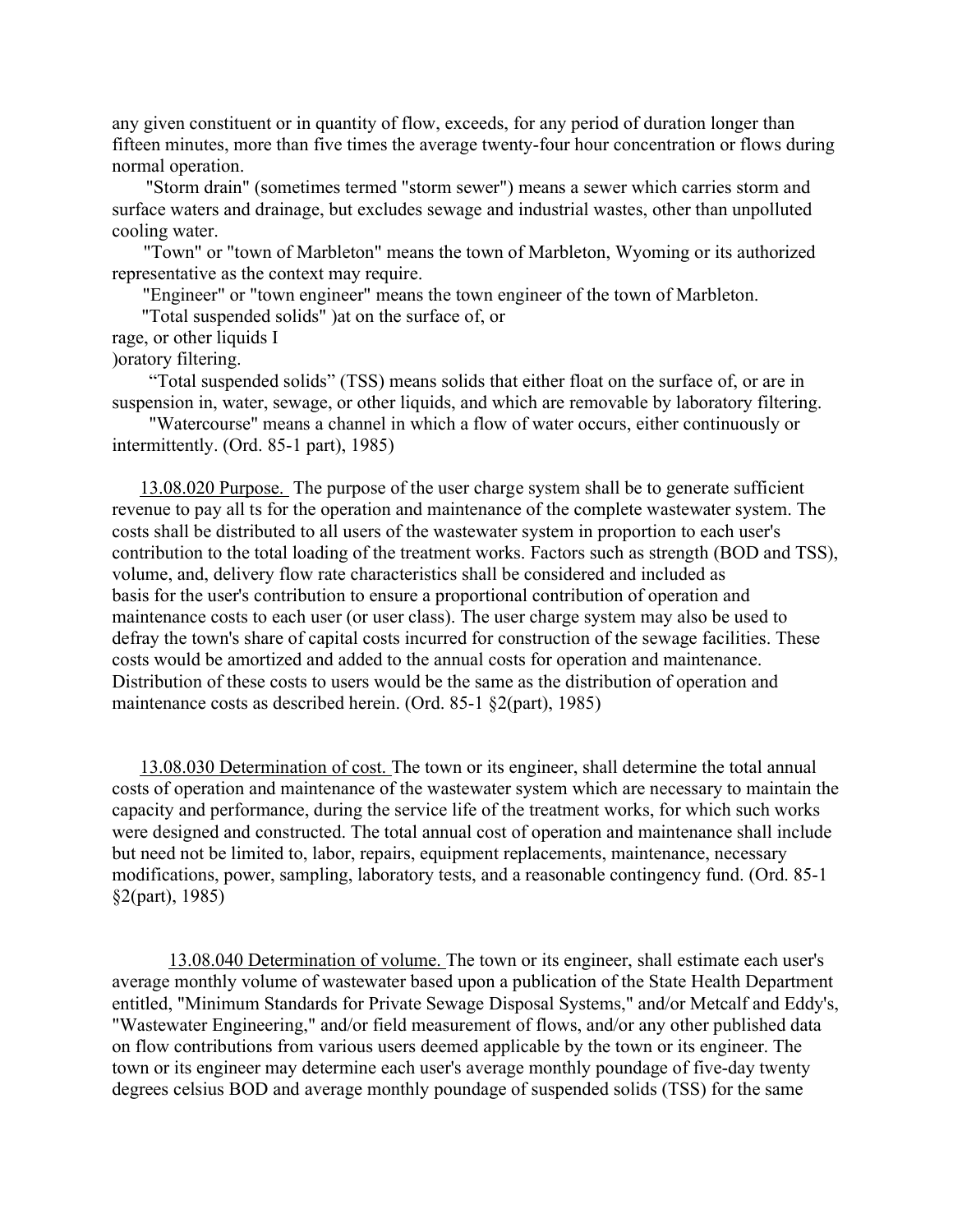any given constituent or in quantity of flow, exceeds, for any period of duration longer than fifteen minutes, more than five times the average twenty-four hour concentration or flows during normal operation.

"Storm drain" (sometimes termed "storm sewer") means a sewer which carries storm and surface waters and drainage, but excludes sewage and industrial wastes, other than unpolluted cooling water.

"Town" or "town of Marbleton" means the town of Marbleton, Wyoming or its authorized representative as the context may require.

"Engineer" or "town engineer" means the town engineer of the town of Marbleton.

"Total suspended solids" )at on the surface of, or
rage, or other liquids I
)oratory filtering.

"Total suspended solids" (TSS) means solids that either float on the surface of, or are in suspension in, water, sewage, or other liquids, and which are removable by laboratory filtering.

"Watercourse" means a channel in which a flow of water occurs, either continuously or intermittently. (Ord. 85-1 part), 1985)

13.08.020 Purpose. The purpose of the user charge system shall be to generate sufficient revenue to pay all ts for the operation and maintenance of the complete wastewater system. The costs shall be distributed to all users of the wastewater system in proportion to each user's contribution to the total loading of the treatment works. Factors such as strength (BOD and TSS), volume, and, delivery flow rate characteristics shall be considered and included as basis for the user's contribution to ensure a proportional contribution of operation and maintenance costs to each user (or user class). The user charge system may also be used to defray the town's share of capital costs incurred for construction of the sewage facilities. These costs would be amortized and added to the annual costs for operation and maintenance. Distribution of these costs to users would be the same as the distribution of operation and maintenance costs as described herein. (Ord. 85-1 §2(part), 1985)

13.08.030 Determination of cost. The town or its engineer, shall determine the total annual costs of operation and maintenance of the wastewater system which are necessary to maintain the capacity and performance, during the service life of the treatment works, for which such works were designed and constructed. The total annual cost of operation and maintenance shall include but need not be limited to, labor, repairs, equipment replacements, maintenance, necessary modifications, power, sampling, laboratory tests, and a reasonable contingency fund. (Ord. 85-1 §2(part), 1985)

13.08.040 Determination of volume. The town or its engineer, shall estimate each user's average monthly volume of wastewater based upon a publication of the State Health Department entitled, "Minimum Standards for Private Sewage Disposal Systems," and/or Metcalf and Eddy's, "Wastewater Engineering," and/or field measurement of flows, and/or any other published data on flow contributions from various users deemed applicable by the town or its engineer. The town or its engineer may determine each user's average monthly poundage of five-day twenty degrees celsius BOD and average monthly poundage of suspended solids (TSS) for the same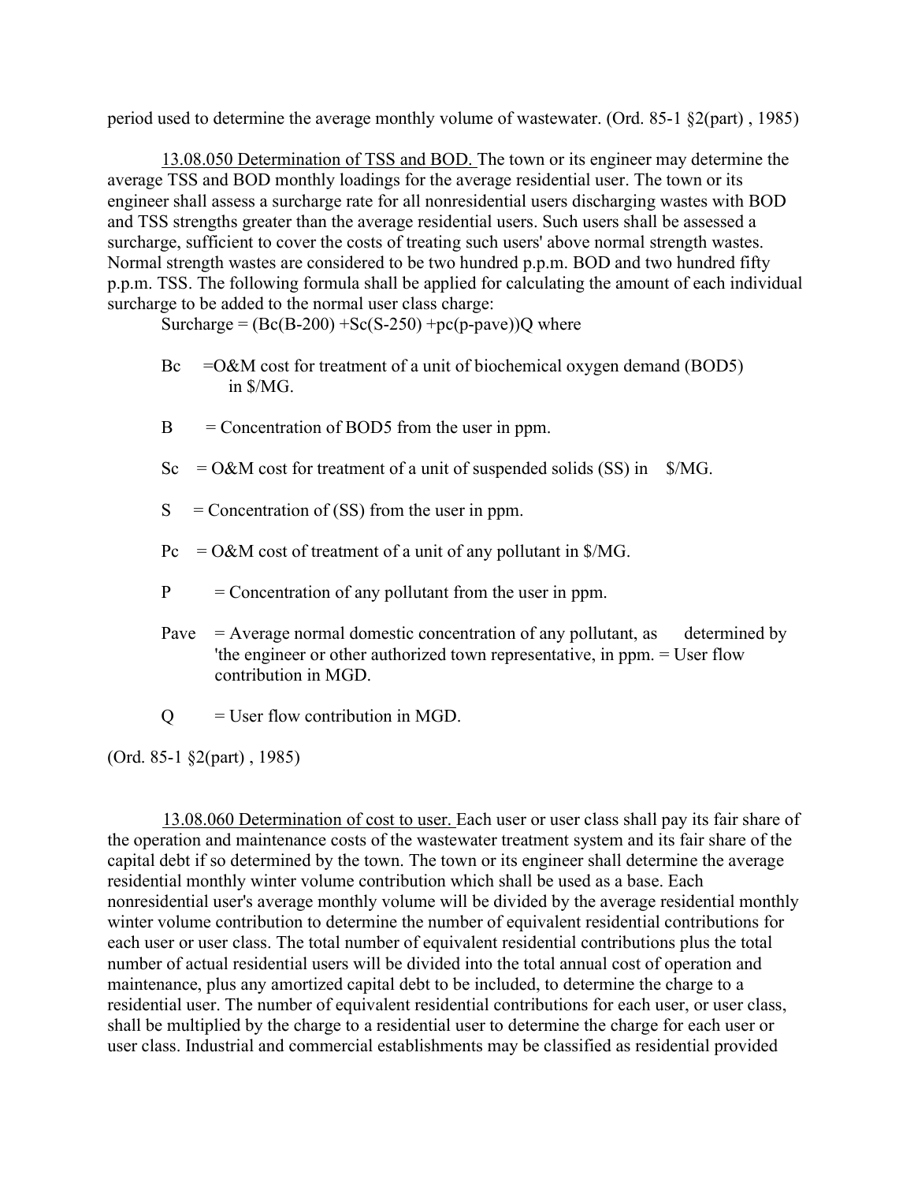period used to determine the average monthly volume of wastewater. (Ord. 85-1 §2(part) , 1985)

13.08.050 Determination of TSS and BOD. The town or its engineer may determine the average TSS and BOD monthly loadings for the average residential user. The town or its engineer shall assess a surcharge rate for all nonresidential users discharging wastes with BOD and TSS strengths greater than the average residential users. Such users shall be assessed a surcharge, sufficient to cover the costs of treating such users' above normal strength wastes. Normal strength wastes are considered to be two hundred p.p.m. BOD and two hundred fifty p.p.m. TSS. The following formula shall be applied for calculating the amount of each individual surcharge to be added to the normal user class charge:

Surcharge = (Bc(B-200) +Sc(S-250) +pc(p-pave))Q where

- Bc =O&M cost for treatment of a unit of biochemical oxygen demand (BOD5) in $/MG.
- B = Concentration of BOD5 from the user in ppm.
- Sc = O&M cost for treatment of a unit of suspended solids (SS) in $/MG.
- S = Concentration of (SS) from the user in ppm.
- Pc = O&M cost of treatment of a unit of any pollutant in $/MG.
- P = Concentration of any pollutant from the user in ppm.
- Pave = Average normal domestic concentration of any pollutant, as determined by 'the engineer or other authorized town representative, in ppm. = User flow contribution in MGD.
- Q = User flow contribution in MGD.

(Ord. 85-1 §2(part) , 1985)

13.08.060 Determination of cost to user. Each user or user class shall pay its fair share of the operation and maintenance costs of the wastewater treatment system and its fair share of the capital debt if so determined by the town. The town or its engineer shall determine the average residential monthly winter volume contribution which shall be used as a base. Each nonresidential user's average monthly volume will be divided by the average residential monthly winter volume contribution to determine the number of equivalent residential contributions for each user or user class. The total number of equivalent residential contributions plus the total number of actual residential users will be divided into the total annual cost of operation and maintenance, plus any amortized capital debt to be included, to determine the charge to a residential user. The number of equivalent residential contributions for each user, or user class, shall be multiplied by the charge to a residential user to determine the charge for each user or user class. Industrial and commercial establishments may be classified as residential provided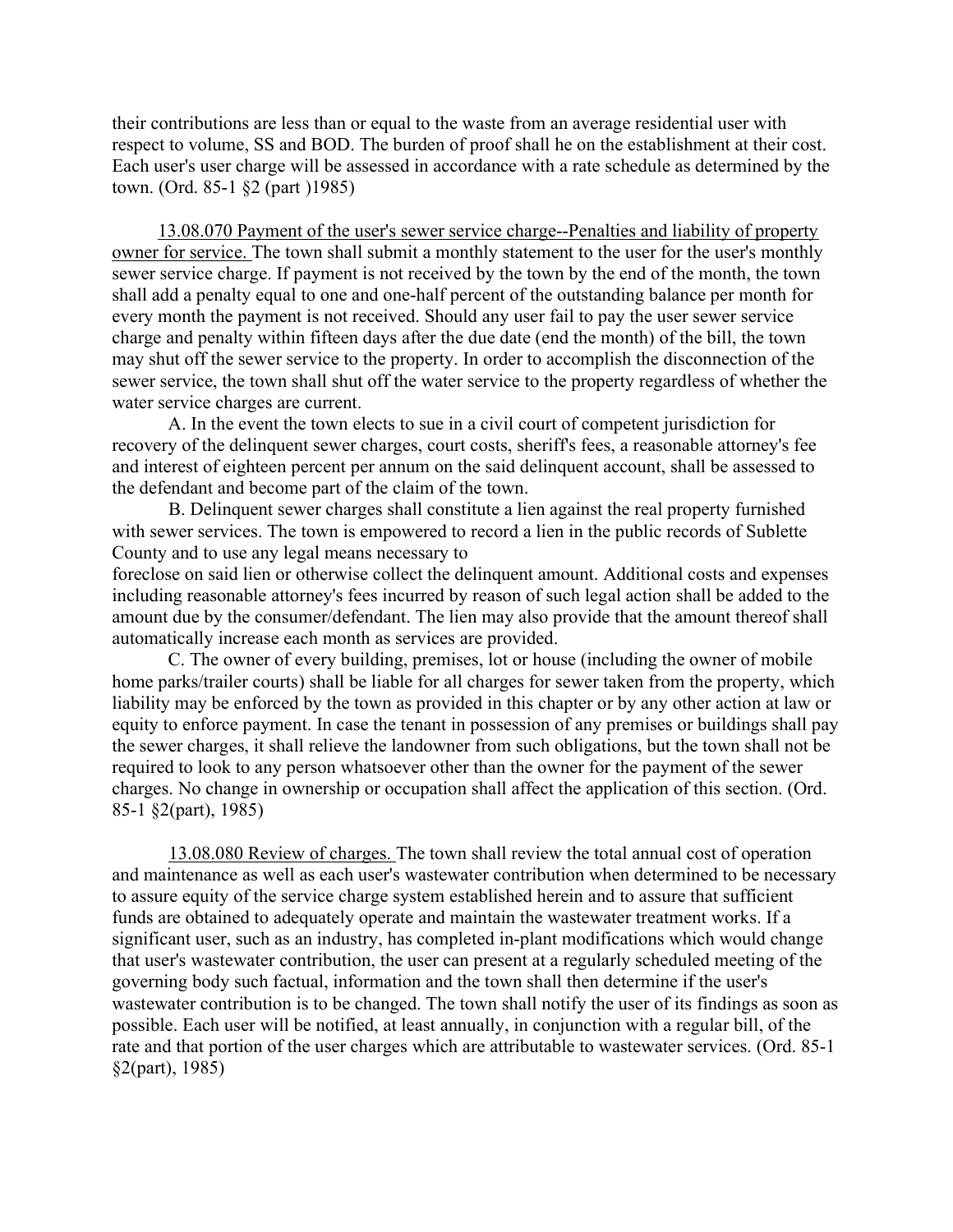their contributions are less than or equal to the waste from an average residential user with respect to volume, SS and BOD. The burden of proof shall he on the establishment at their cost. Each user's user charge will be assessed in accordance with a rate schedule as determined by the town. (Ord. 85-1 §2 (part )1985)

<u>13.08.070 Payment of the user's sewer service charge--Penalties and liability of property owner for service.</u> The town shall submit a monthly statement to the user for the user's monthly sewer service charge. If payment is not received by the town by the end of the month, the town shall add a penalty equal to one and one-half percent of the outstanding balance per month for every month the payment is not received. Should any user fail to pay the user sewer service charge and penalty within fifteen days after the due date (end the month) of the bill, the town may shut off the sewer service to the property. In order to accomplish the disconnection of the sewer service, the town shall shut off the water service to the property regardless of whether the water service charges are current.

A. In the event the town elects to sue in a civil court of competent jurisdiction for recovery of the delinquent sewer charges, court costs, sheriff's fees, a reasonable attorney's fee and interest of eighteen percent per annum on the said delinquent account, shall be assessed to the defendant and become part of the claim of the town.

B. Delinquent sewer charges shall constitute a lien against the real property furnished with sewer services. The town is empowered to record a lien in the public records of Sublette County and to use any legal means necessary to foreclose on said lien or otherwise collect the delinquent amount. Additional costs and expenses including reasonable attorney's fees incurred by reason of such legal action shall be added to the amount due by the consumer/defendant. The lien may also provide that the amount thereof shall automatically increase each month as services are provided.

C. The owner of every building, premises, lot or house (including the owner of mobile home parks/trailer courts) shall be liable for all charges for sewer taken from the property, which liability may be enforced by the town as provided in this chapter or by any other action at law or equity to enforce payment. In case the tenant in possession of any premises or buildings shall pay the sewer charges, it shall relieve the landowner from such obligations, but the town shall not be required to look to any person whatsoever other than the owner for the payment of the sewer charges. No change in ownership or occupation shall affect the application of this section. (Ord. 85-1 §2(part), 1985)

<u>13.08.080 Review of charges.</u> The town shall review the total annual cost of operation and maintenance as well as each user's wastewater contribution when determined to be necessary to assure equity of the service charge system established herein and to assure that sufficient funds are obtained to adequately operate and maintain the wastewater treatment works. If a significant user, such as an industry, has completed in-plant modifications which would change that user's wastewater contribution, the user can present at a regularly scheduled meeting of the governing body such factual, information and the town shall then determine if the user's wastewater contribution is to be changed. The town shall notify the user of its findings as soon as possible. Each user will be notified, at least annually, in conjunction with a regular bill, of the rate and that portion of the user charges which are attributable to wastewater services. (Ord. 85-1 §2(part), 1985)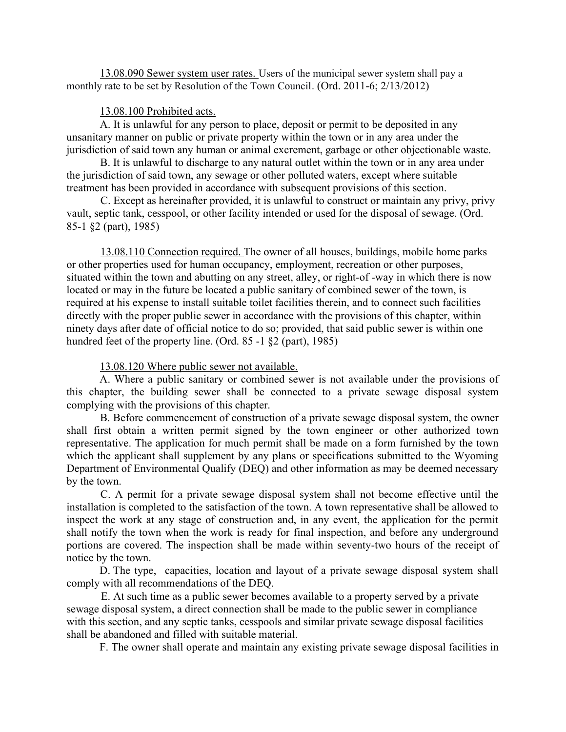<u>13.08.090 Sewer system user rates.</u> Users of the municipal sewer system shall pay a monthly rate to be set by Resolution of the Town Council. (Ord. 2011-6; 2/13/2012)

<u>13.08.100 Prohibited acts.</u>

A. It is unlawful for any person to place, deposit or permit to be deposited in any unsanitary manner on public or private property within the town or in any area under the jurisdiction of said town any human or animal excrement, garbage or other objectionable waste.

B. It is unlawful to discharge to any natural outlet within the town or in any area under the jurisdiction of said town, any sewage or other polluted waters, except where suitable treatment has been provided in accordance with subsequent provisions of this section.

C. Except as hereinafter provided, it is unlawful to construct or maintain any privy, privy vault, septic tank, cesspool, or other facility intended or used for the disposal of sewage. (Ord. 85-1 §2 (part), 1985)

<u>13.08.110 Connection required.</u> The owner of all houses, buildings, mobile home parks or other properties used for human occupancy, employment, recreation or other purposes, situated within the town and abutting on any street, alley, or right-of -way in which there is now located or may in the future be located a public sanitary of combined sewer of the town, is required at his expense to install suitable toilet facilities therein, and to connect such facilities directly with the proper public sewer in accordance with the provisions of this chapter, within ninety days after date of official notice to do so; provided, that said public sewer is within one hundred feet of the property line. (Ord. 85 -1 §2 (part), 1985)

<u>13.08.120 Where public sewer not available.</u>

A. Where a public sanitary or combined sewer is not available under the provisions of this chapter, the building sewer shall be connected to a private sewage disposal system complying with the provisions of this chapter.

B. Before commencement of construction of a private sewage disposal system, the owner shall first obtain a written permit signed by the town engineer or other authorized town representative. The application for much permit shall be made on a form furnished by the town which the applicant shall supplement by any plans or specifications submitted to the Wyoming Department of Environmental Qualify (DEQ) and other information as may be deemed necessary by the town.

C. A permit for a private sewage disposal system shall not become effective until the installation is completed to the satisfaction of the town. A town representative shall be allowed to inspect the work at any stage of construction and, in any event, the application for the permit shall notify the town when the work is ready for final inspection, and before any underground portions are covered. The inspection shall be made within seventy-two hours of the receipt of notice by the town.

D. The type, capacities, location and layout of a private sewage disposal system shall comply with all recommendations of the DEQ.

E. At such time as a public sewer becomes available to a property served by a private sewage disposal system, a direct connection shall be made to the public sewer in compliance with this section, and any septic tanks, cesspools and similar private sewage disposal facilities shall be abandoned and filled with suitable material.

F. The owner shall operate and maintain any existing private sewage disposal facilities in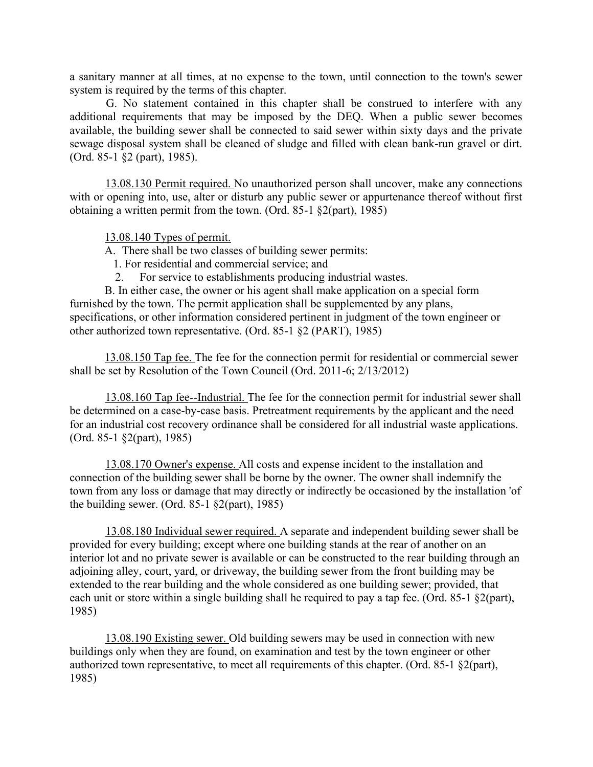a sanitary manner at all times, at no expense to the town, until connection to the town's sewer system is required by the terms of this chapter.

G. No statement contained in this chapter shall be construed to interfere with any additional requirements that may be imposed by the DEQ. When a public sewer becomes available, the building sewer shall be connected to said sewer within sixty days and the private sewage disposal system shall be cleaned of sludge and filled with clean bank-run gravel or dirt. (Ord. 85-1 §2 (part), 1985).

13.08.130 Permit required. No unauthorized person shall uncover, make any connections with or opening into, use, alter or disturb any public sewer or appurtenance thereof without first obtaining a written permit from the town. (Ord. 85-1 §2(part), 1985)

13.08.140 Types of permit.

A. There shall be two classes of building sewer permits:

1. For residential and commercial service; and
2. For service to establishments producing industrial wastes.

B. In either case, the owner or his agent shall make application on a special form furnished by the town. The permit application shall be supplemented by any plans, specifications, or other information considered pertinent in judgment of the town engineer or other authorized town representative. (Ord. 85-1 §2 (PART), 1985)

13.08.150 Tap fee. The fee for the connection permit for residential or commercial sewer shall be set by Resolution of the Town Council (Ord. 2011-6; 2/13/2012)

13.08.160 Tap fee--Industrial. The fee for the connection permit for industrial sewer shall be determined on a case-by-case basis. Pretreatment requirements by the applicant and the need for an industrial cost recovery ordinance shall be considered for all industrial waste applications. (Ord. 85-1 §2(part), 1985)

13.08.170 Owner's expense. All costs and expense incident to the installation and connection of the building sewer shall be borne by the owner. The owner shall indemnify the town from any loss or damage that may directly or indirectly be occasioned by the installation 'of the building sewer. (Ord. 85-1 §2(part), 1985)

13.08.180 Individual sewer required. A separate and independent building sewer shall be provided for every building; except where one building stands at the rear of another on an interior lot and no private sewer is available or can be constructed to the rear building through an adjoining alley, court, yard, or driveway, the building sewer from the front building may be extended to the rear building and the whole considered as one building sewer; provided, that each unit or store within a single building shall he required to pay a tap fee. (Ord. 85-1 §2(part), 1985)

13.08.190 Existing sewer. Old building sewers may be used in connection with new buildings only when they are found, on examination and test by the town engineer or other authorized town representative, to meet all requirements of this chapter. (Ord. 85-1 §2(part), 1985)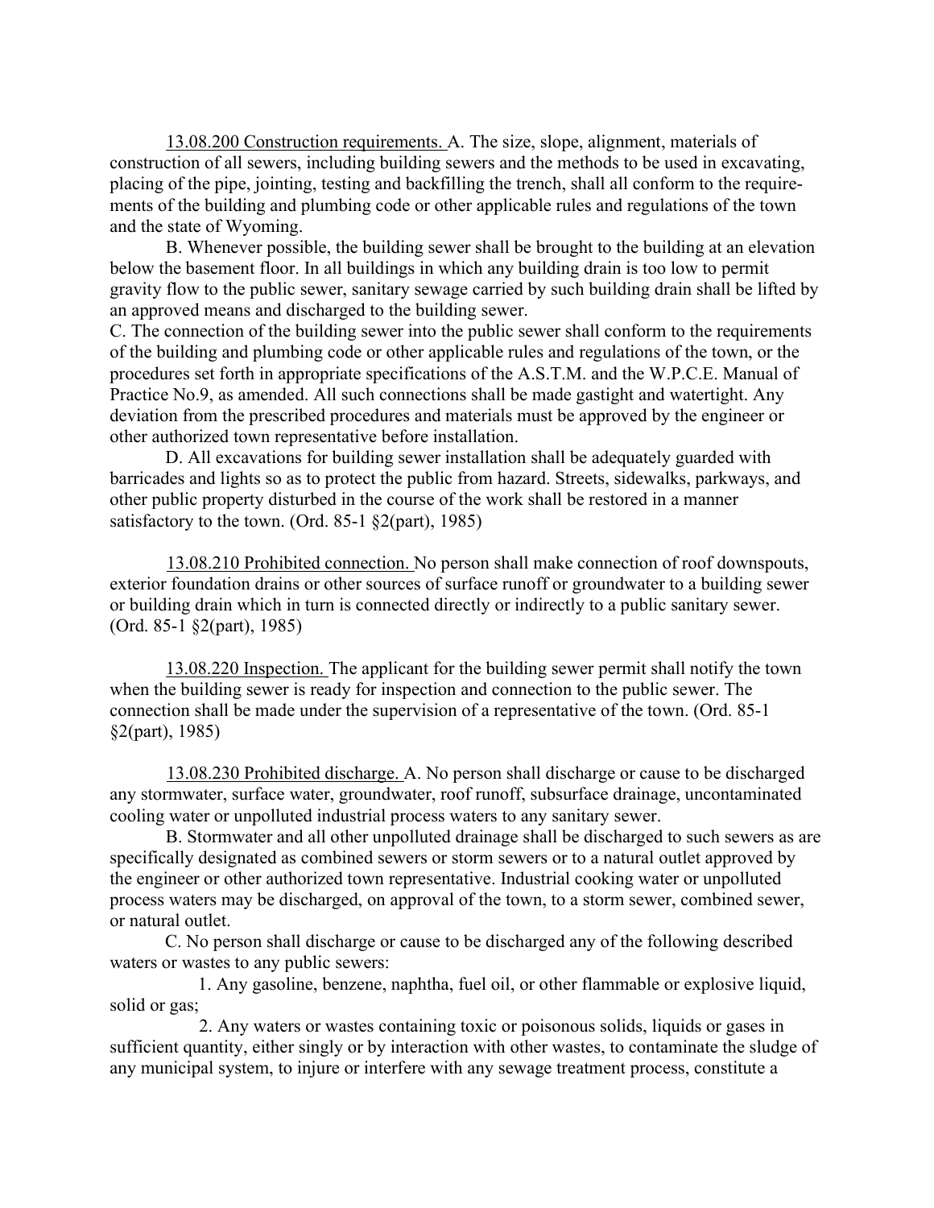13.08.200 Construction requirements. A. The size, slope, alignment, materials of construction of all sewers, including building sewers and the methods to be used in excavating, placing of the pipe, jointing, testing and backfilling the trench, shall all conform to the requirements of the building and plumbing code or other applicable rules and regulations of the town and the state of Wyoming.

B. Whenever possible, the building sewer shall be brought to the building at an elevation below the basement floor. In all buildings in which any building drain is too low to permit gravity flow to the public sewer, sanitary sewage carried by such building drain shall be lifted by an approved means and discharged to the building sewer.

C. The connection of the building sewer into the public sewer shall conform to the requirements of the building and plumbing code or other applicable rules and regulations of the town, or the procedures set forth in appropriate specifications of the A.S.T.M. and the W.P.C.E. Manual of Practice No.9, as amended. All such connections shall be made gastight and watertight. Any deviation from the prescribed procedures and materials must be approved by the engineer or other authorized town representative before installation.

D. All excavations for building sewer installation shall be adequately guarded with barricades and lights so as to protect the public from hazard. Streets, sidewalks, parkways, and other public property disturbed in the course of the work shall be restored in a manner satisfactory to the town. (Ord. 85-1 §2(part), 1985)

13.08.210 Prohibited connection. No person shall make connection of roof downspouts, exterior foundation drains or other sources of surface runoff or groundwater to a building sewer or building drain which in turn is connected directly or indirectly to a public sanitary sewer. (Ord. 85-1 §2(part), 1985)

13.08.220 Inspection. The applicant for the building sewer permit shall notify the town when the building sewer is ready for inspection and connection to the public sewer. The connection shall be made under the supervision of a representative of the town. (Ord. 85-1 §2(part), 1985)

13.08.230 Prohibited discharge. A. No person shall discharge or cause to be discharged any stormwater, surface water, groundwater, roof runoff, subsurface drainage, uncontaminated cooling water or unpolluted industrial process waters to any sanitary sewer.

B. Stormwater and all other unpolluted drainage shall be discharged to such sewers as are specifically designated as combined sewers or storm sewers or to a natural outlet approved by the engineer or other authorized town representative. Industrial cooking water or unpolluted process waters may be discharged, on approval of the town, to a storm sewer, combined sewer, or natural outlet.

C. No person shall discharge or cause to be discharged any of the following described waters or wastes to any public sewers:

1. Any gasoline, benzene, naphtha, fuel oil, or other flammable or explosive liquid, solid or gas;

2. Any waters or wastes containing toxic or poisonous solids, liquids or gases in sufficient quantity, either singly or by interaction with other wastes, to contaminate the sludge of any municipal system, to injure or interfere with any sewage treatment process, constitute a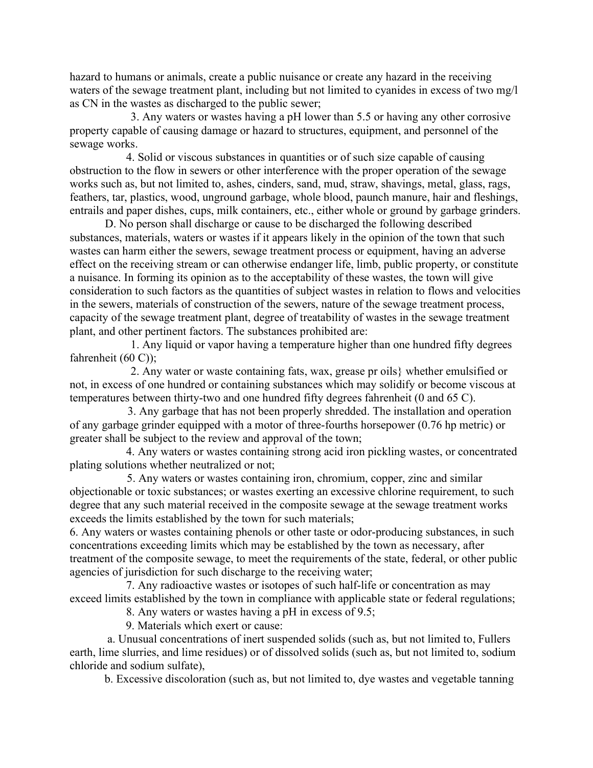hazard to humans or animals, create a public nuisance or create any hazard in the receiving waters of the sewage treatment plant, including but not limited to cyanides in excess of two mg/l as CN in the wastes as discharged to the public sewer;

3. Any waters or wastes having a pH lower than 5.5 or having any other corrosive property capable of causing damage or hazard to structures, equipment, and personnel of the sewage works.

4. Solid or viscous substances in quantities or of such size capable of causing obstruction to the flow in sewers or other interference with the proper operation of the sewage works such as, but not limited to, ashes, cinders, sand, mud, straw, shavings, metal, glass, rags, feathers, tar, plastics, wood, unground garbage, whole blood, paunch manure, hair and fleshings, entrails and paper dishes, cups, milk containers, etc., either whole or ground by garbage grinders.

D. No person shall discharge or cause to be discharged the following described substances, materials, waters or wastes if it appears likely in the opinion of the town that such wastes can harm either the sewers, sewage treatment process or equipment, having an adverse effect on the receiving stream or can otherwise endanger life, limb, public property, or constitute a nuisance. In forming its opinion as to the acceptability of these wastes, the town will give consideration to such factors as the quantities of subject wastes in relation to flows and velocities in the sewers, materials of construction of the sewers, nature of the sewage treatment process, capacity of the sewage treatment plant, degree of treatability of wastes in the sewage treatment plant, and other pertinent factors. The substances prohibited are:

1. Any liquid or vapor having a temperature higher than one hundred fifty degrees fahrenheit (60 C));

2. Any water or waste containing fats, wax, grease pr oils} whether emulsified or not, in excess of one hundred or containing substances which may solidify or become viscous at temperatures between thirty-two and one hundred fifty degrees fahrenheit (0 and 65 C).

3. Any garbage that has not been properly shredded. The installation and operation of any garbage grinder equipped with a motor of three-fourths horsepower (0.76 hp metric) or greater shall be subject to the review and approval of the town;

4. Any waters or wastes containing strong acid iron pickling wastes, or concentrated plating solutions whether neutralized or not;

5. Any waters or wastes containing iron, chromium, copper, zinc and similar objectionable or toxic substances; or wastes exerting an excessive chlorine requirement, to such degree that any such material received in the composite sewage at the sewage treatment works exceeds the limits established by the town for such materials;

6. Any waters or wastes containing phenols or other taste or odor-producing substances, in such concentrations exceeding limits which may be established by the town as necessary, after treatment of the composite sewage, to meet the requirements of the state, federal, or other public agencies of jurisdiction for such discharge to the receiving water;

7. Any radioactive wastes or isotopes of such half-life or concentration as may exceed limits established by the town in compliance with applicable state or federal regulations;

8. Any waters or wastes having a pH in excess of 9.5;

9. Materials which exert or cause:

a. Unusual concentrations of inert suspended solids (such as, but not limited to, Fullers earth, lime slurries, and lime residues) or of dissolved solids (such as, but not limited to, sodium chloride and sodium sulfate),

b. Excessive discoloration (such as, but not limited to, dye wastes and vegetable tanning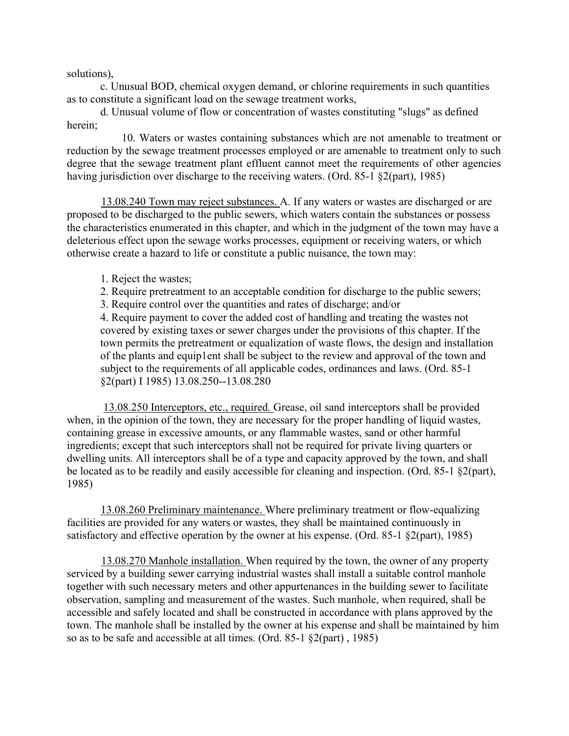solutions),

c. Unusual BOD, chemical oxygen demand, or chlorine requirements in such quantities as to constitute a significant load on the sewage treatment works,

d. Unusual volume of flow or concentration of wastes constituting "slugs" as defined herein;

10. Waters or wastes containing substances which are not amenable to treatment or reduction by the sewage treatment processes employed or are amenable to treatment only to such degree that the sewage treatment plant effluent cannot meet the requirements of other agencies having jurisdiction over discharge to the receiving waters. (Ord. 85-1 §2(part), 1985)

<u>13.08.240 Town may reject substances.</u> A. If any waters or wastes are discharged or are proposed to be discharged to the public sewers, which waters contain the substances or possess the characteristics enumerated in this chapter, and which in the judgment of the town may have a deleterious effect upon the sewage works processes, equipment or receiving waters, or which otherwise create a hazard to life or constitute a public nuisance, the town may:

1. Reject the wastes;
2. Require pretreatment to an acceptable condition for discharge to the public sewers;
3. Require control over the quantities and rates of discharge; and/or
4. Require payment to cover the added cost of handling and treating the wastes not covered by existing taxes or sewer charges under the provisions of this chapter. If the town permits the pretreatment or equalization of waste flows, the design and installation of the plants and equip1ent shall be subject to the review and approval of the town and subject to the requirements of all applicable codes, ordinances and laws. (Ord. 85-1 §2(part) I 1985) 13.08.250--13.08.280

<u>13.08.250 Interceptors, etc., required.</u> Grease, oil sand interceptors shall be provided when, in the opinion of the town, they are necessary for the proper handling of liquid wastes, containing grease in excessive amounts, or any flammable wastes, sand or other harmful ingredients; except that such interceptors shall not be required for private living quarters or dwelling units. All interceptors shall be of a type and capacity approved by the town, and shall be located as to be readily and easily accessible for cleaning and inspection. (Ord. 85-1 §2(part), 1985)

<u>13.08.260 Preliminary maintenance.</u> Where preliminary treatment or flow-equalizing facilities are provided for any waters or wastes, they shall be maintained continuously in satisfactory and effective operation by the owner at his expense. (Ord. 85-1 §2(part), 1985)

<u>13.08.270 Manhole installation.</u> When required by the town, the owner of any property serviced by a building sewer carrying industrial wastes shall install a suitable control manhole together with such necessary meters and other appurtenances in the building sewer to facilitate observation, sampling and measurement of the wastes. Such manhole, when required, shall be accessible and safely located and shall be constructed in accordance with plans approved by the town. The manhole shall be installed by the owner at his expense and shall be maintained by him so as to be safe and accessible at all times. (Ord. 85-1 §2(part) , 1985)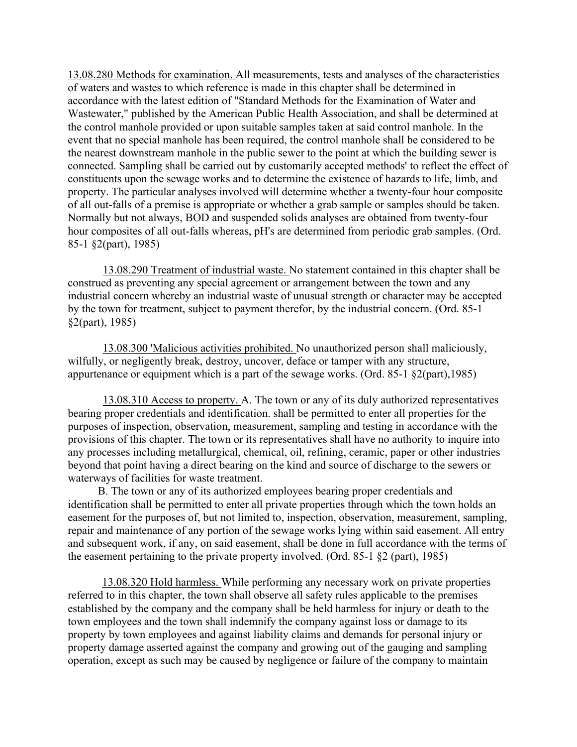13.08.280 Methods for examination. All measurements, tests and analyses of the characteristics of waters and wastes to which reference is made in this chapter shall be determined in accordance with the latest edition of "Standard Methods for the Examination of Water and Wastewater," published by the American Public Health Association, and shall be determined at the control manhole provided or upon suitable samples taken at said control manhole. In the event that no special manhole has been required, the control manhole shall be considered to be the nearest downstream manhole in the public sewer to the point at which the building sewer is connected. Sampling shall be carried out by customarily accepted methods' to reflect the effect of constituents upon the sewage works and to determine the existence of hazards to life, limb, and property. The particular analyses involved will determine whether a twenty-four hour composite of all out-falls of a premise is appropriate or whether a grab sample or samples should be taken. Normally but not always, BOD and suspended solids analyses are obtained from twenty-four hour composites of all out-falls whereas, pH's are determined from periodic grab samples. (Ord. 85-1 §2(part), 1985)

13.08.290 Treatment of industrial waste. No statement contained in this chapter shall be construed as preventing any special agreement or arrangement between the town and any industrial concern whereby an industrial waste of unusual strength or character may be accepted by the town for treatment, subject to payment therefor, by the industrial concern. (Ord. 85-1 §2(part), 1985)

13.08.300 'Malicious activities prohibited. No unauthorized person shall maliciously, wilfully, or negligently break, destroy, uncover, deface or tamper with any structure, appurtenance or equipment which is a part of the sewage works. (Ord. 85-1 §2(part),1985)

13.08.310 Access to property. A. The town or any of its duly authorized representatives bearing proper credentials and identification. shall be permitted to enter all properties for the purposes of inspection, observation, measurement, sampling and testing in accordance with the provisions of this chapter. The town or its representatives shall have no authority to inquire into any processes including metallurgical, chemical, oil, refining, ceramic, paper or other industries beyond that point having a direct bearing on the kind and source of discharge to the sewers or waterways of facilities for waste treatment.

B. The town or any of its authorized employees bearing proper credentials and identification shall be permitted to enter all private properties through which the town holds an easement for the purposes of, but not limited to, inspection, observation, measurement, sampling, repair and maintenance of any portion of the sewage works lying within said easement. All entry and subsequent work, if any, on said easement, shall be done in full accordance with the terms of the easement pertaining to the private property involved. (Ord. 85-1 §2 (part), 1985)

13.08.320 Hold harmless. While performing any necessary work on private properties referred to in this chapter, the town shall observe all safety rules applicable to the premises established by the company and the company shall be held harmless for injury or death to the town employees and the town shall indemnify the company against loss or damage to its property by town employees and against liability claims and demands for personal injury or property damage asserted against the company and growing out of the gauging and sampling operation, except as such may be caused by negligence or failure of the company to maintain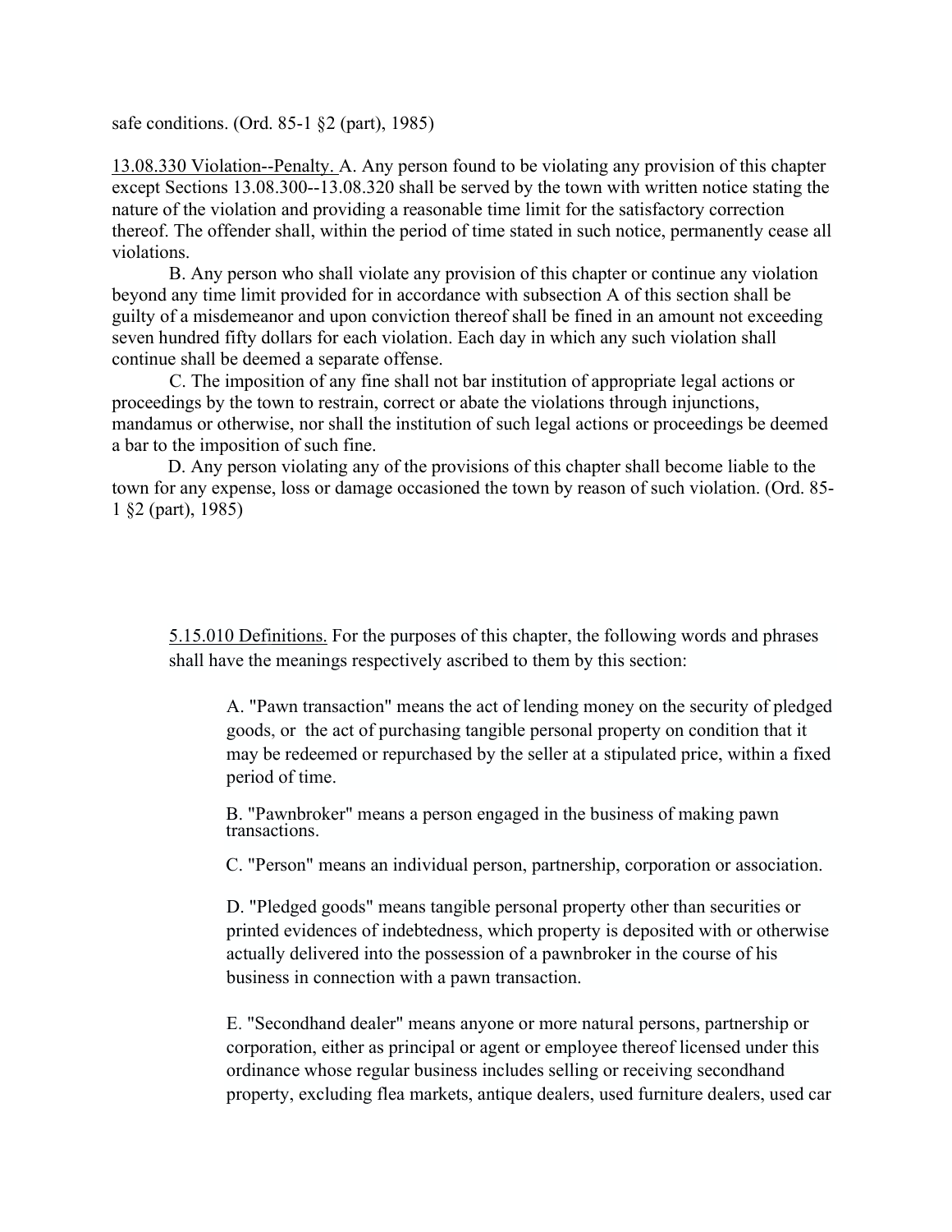safe conditions. (Ord. 85-1 §2 (part), 1985)

<u>13.08.330 Violation--Penalty.</u> A. Any person found to be violating any provision of this chapter except Sections 13.08.300--13.08.320 shall be served by the town with written notice stating the nature of the violation and providing a reasonable time limit for the satisfactory correction thereof. The offender shall, within the period of time stated in such notice, permanently cease all violations.

B. Any person who shall violate any provision of this chapter or continue any violation beyond any time limit provided for in accordance with subsection A of this section shall be guilty of a misdemeanor and upon conviction thereof shall be fined in an amount not exceeding seven hundred fifty dollars for each violation. Each day in which any such violation shall continue shall be deemed a separate offense.

C. The imposition of any fine shall not bar institution of appropriate legal actions or proceedings by the town to restrain, correct or abate the violations through injunctions, mandamus or otherwise, nor shall the institution of such legal actions or proceedings be deemed a bar to the imposition of such fine.

D. Any person violating any of the provisions of this chapter shall become liable to the town for any expense, loss or damage occasioned the town by reason of such violation. (Ord. 85-1 §2 (part), 1985)

<u>5.15.010 Definitions.</u> For the purposes of this chapter, the following words and phrases shall have the meanings respectively ascribed to them by this section:

A. "Pawn transaction" means the act of lending money on the security of pledged goods, or the act of purchasing tangible personal property on condition that it may be redeemed or repurchased by the seller at a stipulated price, within a fixed period of time.

B. "Pawnbroker" means a person engaged in the business of making pawn transactions.

C. "Person" means an individual person, partnership, corporation or association.

D. "Pledged goods" means tangible personal property other than securities or printed evidences of indebtedness, which property is deposited with or otherwise actually delivered into the possession of a pawnbroker in the course of his business in connection with a pawn transaction.

E. "Secondhand dealer" means anyone or more natural persons, partnership or corporation, either as principal or agent or employee thereof licensed under this ordinance whose regular business includes selling or receiving secondhand property, excluding flea markets, antique dealers, used furniture dealers, used car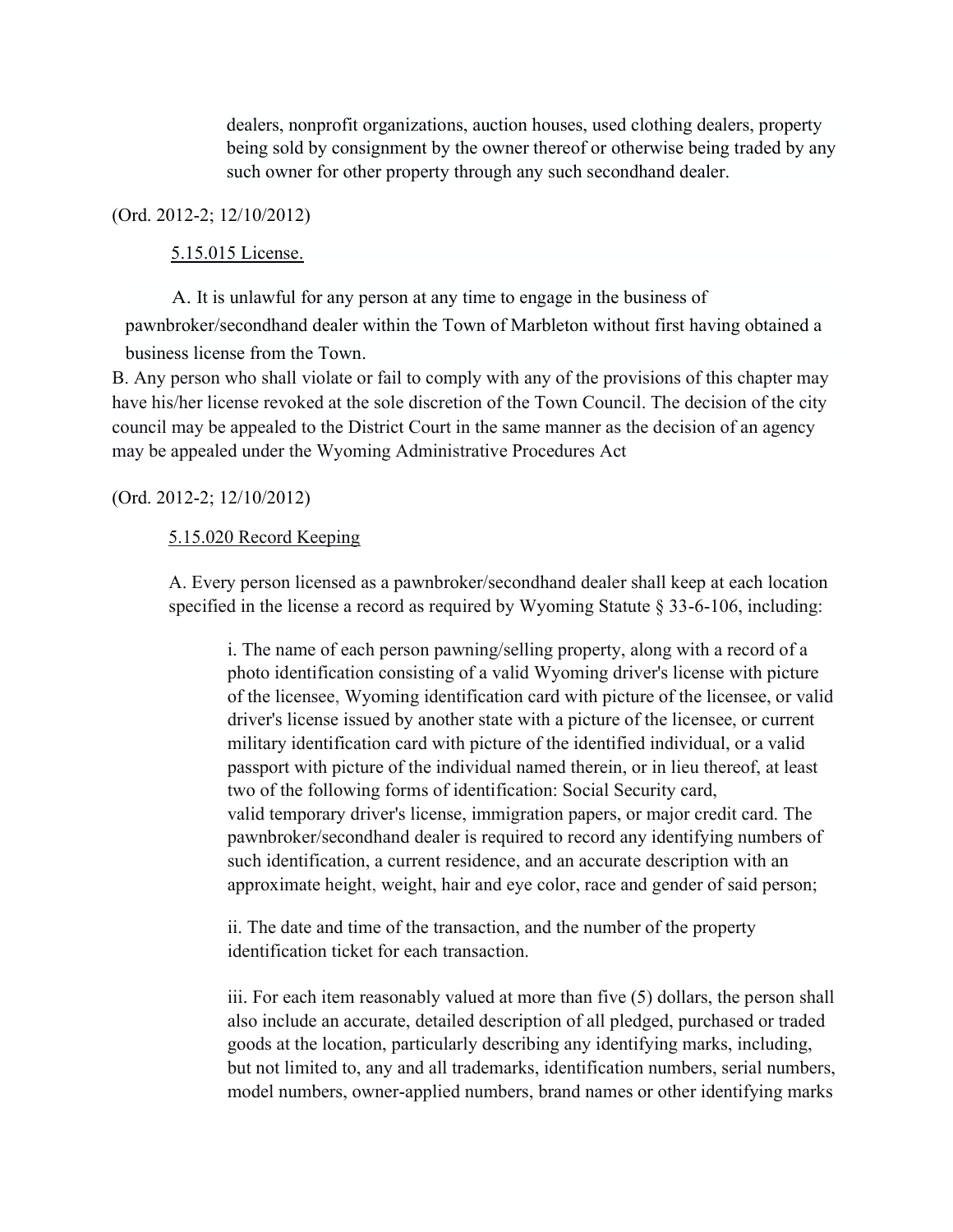dealers, nonprofit organizations, auction houses, used clothing dealers, property being sold by consignment by the owner thereof or otherwise being traded by any such owner for other property through any such secondhand dealer.

(Ord. 2012-2; 12/10/2012)

5.15.015 License.

A. It is unlawful for any person at any time to engage in the business of pawnbroker/secondhand dealer within the Town of Marbleton without first having obtained a business license from the Town.

B. Any person who shall violate or fail to comply with any of the provisions of this chapter may have his/her license revoked at the sole discretion of the Town Council. The decision of the city council may be appealed to the District Court in the same manner as the decision of an agency may be appealed under the Wyoming Administrative Procedures Act

(Ord. 2012-2; 12/10/2012)

5.15.020 Record Keeping

A. Every person licensed as a pawnbroker/secondhand dealer shall keep at each location specified in the license a record as required by Wyoming Statute § 33-6-106, including:

i. The name of each person pawning/selling property, along with a record of a photo identification consisting of a valid Wyoming driver's license with picture of the licensee, Wyoming identification card with picture of the licensee, or valid driver's license issued by another state with a picture of the licensee, or current military identification card with picture of the identified individual, or a valid passport with picture of the individual named therein, or in lieu thereof, at least two of the following forms of identification: Social Security card, valid temporary driver's license, immigration papers, or major credit card. The pawnbroker/secondhand dealer is required to record any identifying numbers of such identification, a current residence, and an accurate description with an approximate height, weight, hair and eye color, race and gender of said person;

ii. The date and time of the transaction, and the number of the property identification ticket for each transaction.

iii. For each item reasonably valued at more than five (5) dollars, the person shall also include an accurate, detailed description of all pledged, purchased or traded goods at the location, particularly describing any identifying marks, including, but not limited to, any and all trademarks, identification numbers, serial numbers, model numbers, owner-applied numbers, brand names or other identifying marks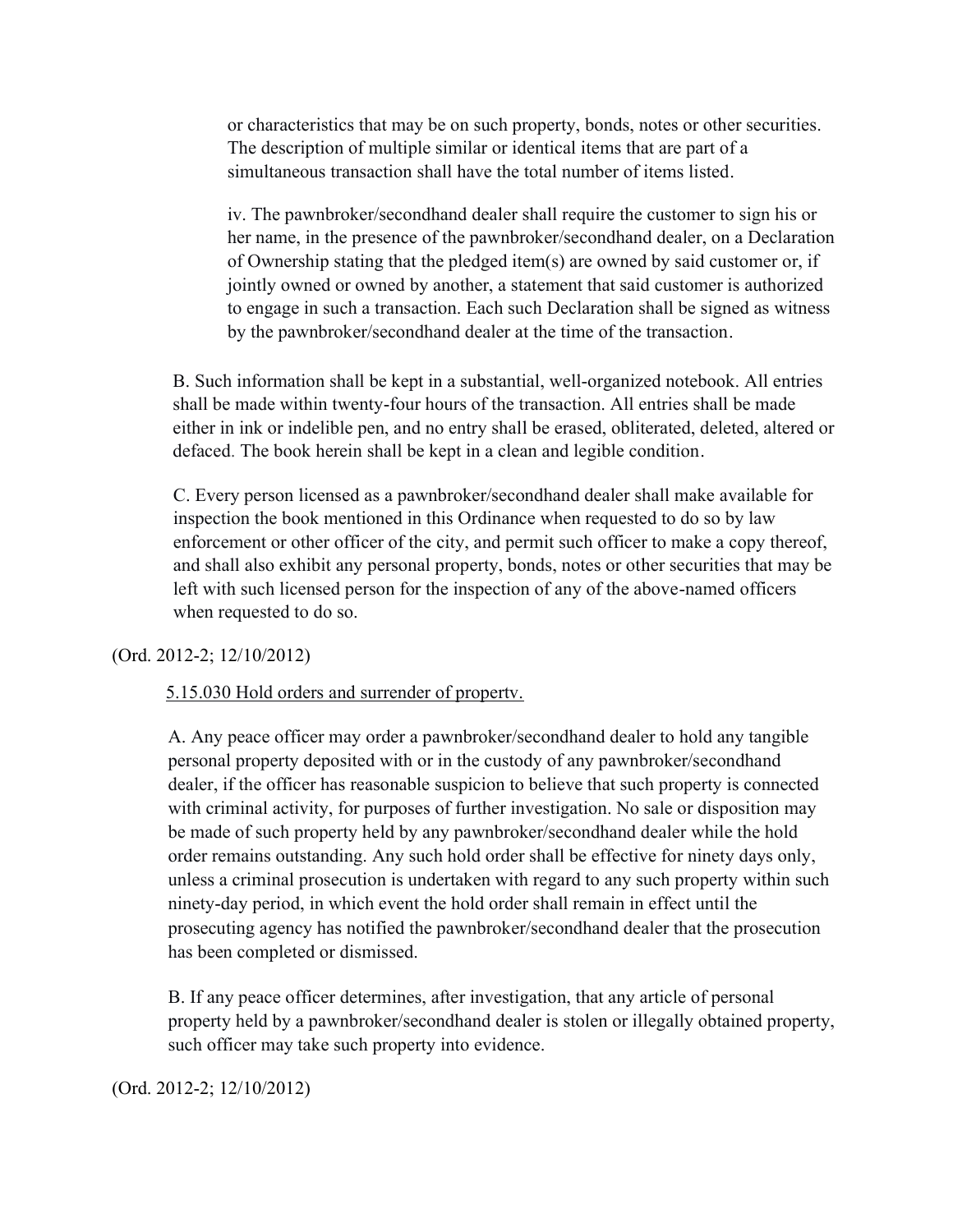or characteristics that may be on such property, bonds, notes or other securities. The description of multiple similar or identical items that are part of a simultaneous transaction shall have the total number of items listed.

iv. The pawnbroker/secondhand dealer shall require the customer to sign his or her name, in the presence of the pawnbroker/secondhand dealer, on a Declaration of Ownership stating that the pledged item(s) are owned by said customer or, if jointly owned or owned by another, a statement that said customer is authorized to engage in such a transaction. Each such Declaration shall be signed as witness by the pawnbroker/secondhand dealer at the time of the transaction.

B. Such information shall be kept in a substantial, well-organized notebook. All entries shall be made within twenty-four hours of the transaction. All entries shall be made either in ink or indelible pen, and no entry shall be erased, obliterated, deleted, altered or defaced. The book herein shall be kept in a clean and legible condition.

C. Every person licensed as a pawnbroker/secondhand dealer shall make available for inspection the book mentioned in this Ordinance when requested to do so by law enforcement or other officer of the city, and permit such officer to make a copy thereof, and shall also exhibit any personal property, bonds, notes or other securities that may be left with such licensed person for the inspection of any of the above-named officers when requested to do so.

(Ord. 2012-2; 12/10/2012)

5.15.030 Hold orders and surrender of property.

A. Any peace officer may order a pawnbroker/secondhand dealer to hold any tangible personal property deposited with or in the custody of any pawnbroker/secondhand dealer, if the officer has reasonable suspicion to believe that such property is connected with criminal activity, for purposes of further investigation. No sale or disposition may be made of such property held by any pawnbroker/secondhand dealer while the hold order remains outstanding. Any such hold order shall be effective for ninety days only, unless a criminal prosecution is undertaken with regard to any such property within such ninety-day period, in which event the hold order shall remain in effect until the prosecuting agency has notified the pawnbroker/secondhand dealer that the prosecution has been completed or dismissed.

B. If any peace officer determines, after investigation, that any article of personal property held by a pawnbroker/secondhand dealer is stolen or illegally obtained property, such officer may take such property into evidence.

(Ord. 2012-2; 12/10/2012)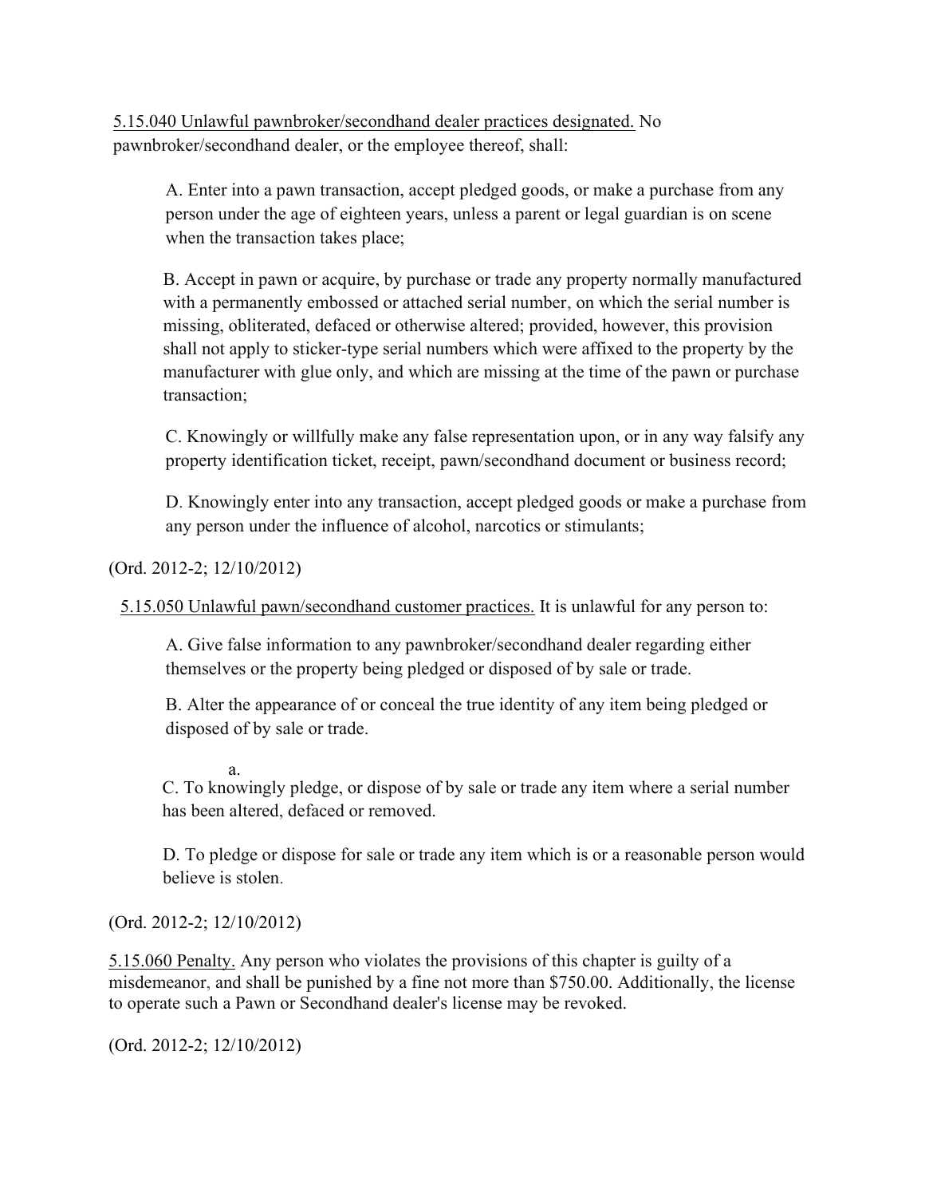5.15.040 Unlawful pawnbroker/secondhand dealer practices designated. No pawnbroker/secondhand dealer, or the employee thereof, shall:

A. Enter into a pawn transaction, accept pledged goods, or make a purchase from any person under the age of eighteen years, unless a parent or legal guardian is on scene when the transaction takes place;

B. Accept in pawn or acquire, by purchase or trade any property normally manufactured with a permanently embossed or attached serial number, on which the serial number is missing, obliterated, defaced or otherwise altered; provided, however, this provision shall not apply to sticker-type serial numbers which were affixed to the property by the manufacturer with glue only, and which are missing at the time of the pawn or purchase transaction;

C. Knowingly or willfully make any false representation upon, or in any way falsify any property identification ticket, receipt, pawn/secondhand document or business record;

D. Knowingly enter into any transaction, accept pledged goods or make a purchase from any person under the influence of alcohol, narcotics or stimulants;

(Ord. 2012-2; 12/10/2012)

5.15.050 Unlawful pawn/secondhand customer practices. It is unlawful for any person to:

A. Give false information to any pawnbroker/secondhand dealer regarding either themselves or the property being pledged or disposed of by sale or trade.

B. Alter the appearance of or conceal the true identity of any item being pledged or disposed of by sale or trade.

a.

C. To knowingly pledge, or dispose of by sale or trade any item where a serial number has been altered, defaced or removed.

D. To pledge or dispose for sale or trade any item which is or a reasonable person would believe is stolen.

(Ord. 2012-2; 12/10/2012)

5.15.060 Penalty. Any person who violates the provisions of this chapter is guilty of a misdemeanor, and shall be punished by a fine not more than $750.00. Additionally, the license to operate such a Pawn or Secondhand dealer's license may be revoked.

(Ord. 2012-2; 12/10/2012)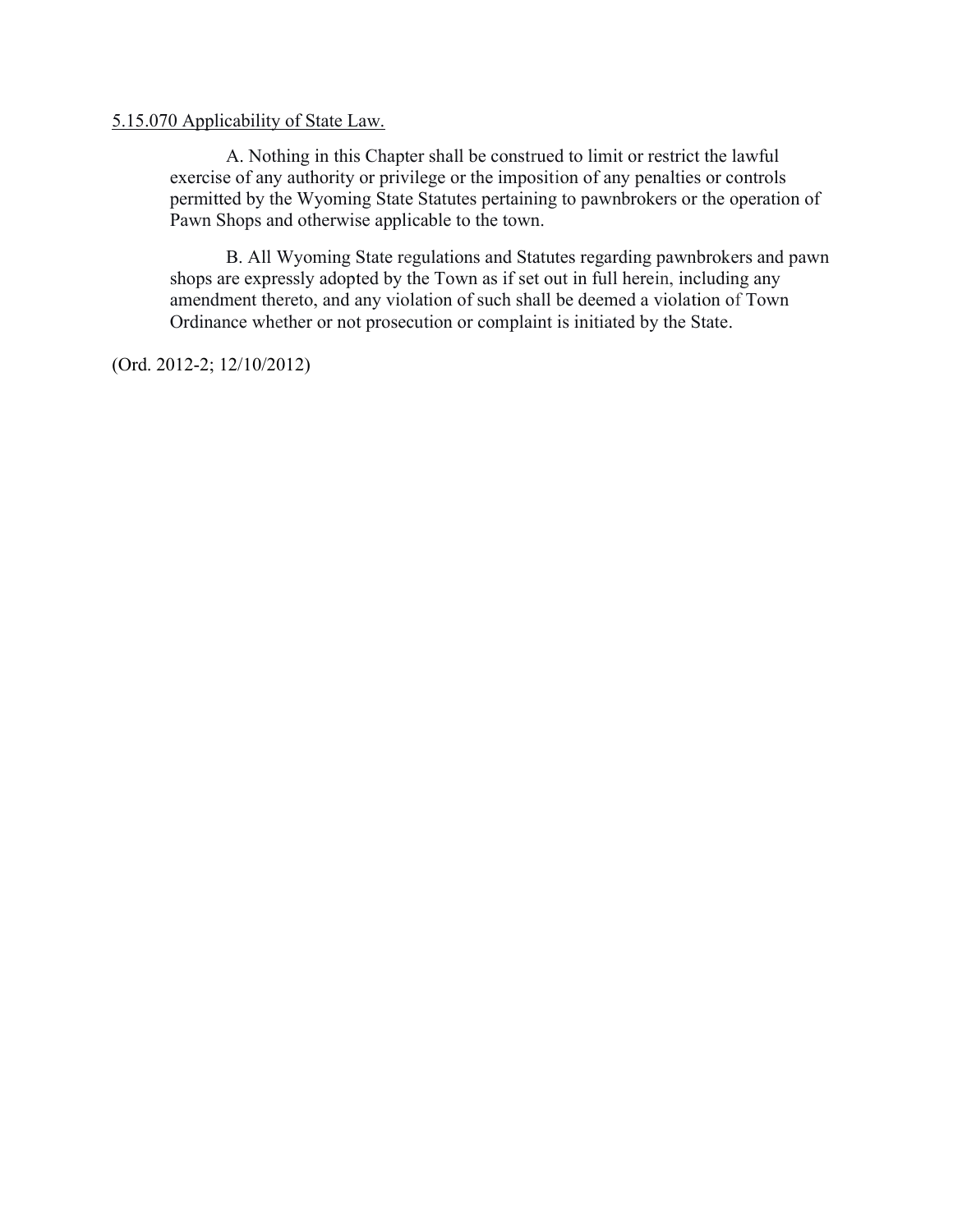5.15.070 Applicability of State Law.

A. Nothing in this Chapter shall be construed to limit or restrict the lawful exercise of any authority or privilege or the imposition of any penalties or controls permitted by the Wyoming State Statutes pertaining to pawnbrokers or the operation of Pawn Shops and otherwise applicable to the town.

B. All Wyoming State regulations and Statutes regarding pawnbrokers and pawn shops are expressly adopted by the Town as if set out in full herein, including any amendment thereto, and any violation of such shall be deemed a violation of Town Ordinance whether or not prosecution or complaint is initiated by the State.

(Ord. 2012-2; 12/10/2012)